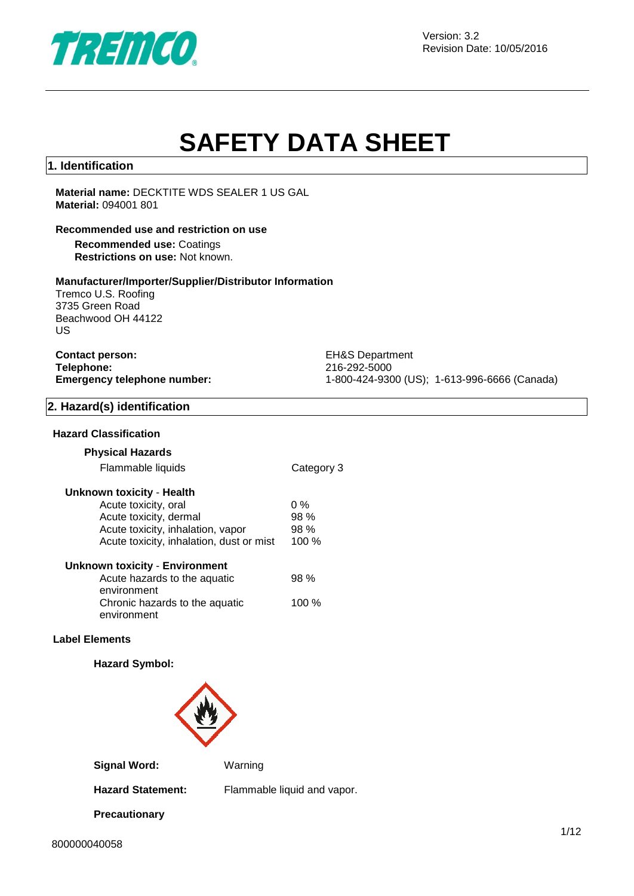Version: 3.2
Revision Date: 10/05/2016

# SAFETY DATA SHEET

## 1. Identification

**Material name:** DECKTITE WDS SEALER 1 US GAL
**Material:** 094001 801

**Recommended use and restriction on use**

**Recommended use:** Coatings
**Restrictions on use:** Not known.

**Manufacturer/Importer/Supplier/Distributor Information**

Tremco U.S. Roofing
3735 Green Road
Beachwood OH 44122
US

| | |
|---|---|
| **Contact person:** | EH&S Department |
| **Telephone:** | 216-292-5000 |
| **Emergency telephone number:** | 1-800-424-9300 (US); 1-613-996-6666 (Canada) |

## 2. Hazard(s) identification

### Hazard Classification

**Physical Hazards**

| | |
|---|---|
| Flammable liquids | Category 3 |

**Unknown toxicity - Health**

| | |
|---|---|
| Acute toxicity, oral | 0 % |
| Acute toxicity, dermal | 98 % |
| Acute toxicity, inhalation, vapor | 98 % |
| Acute toxicity, inhalation, dust or mist | 100 % |

**Unknown toxicity - Environment**

| | |
|---|---|
| Acute hazards to the aquatic environment | 98 % |
| Chronic hazards to the aquatic environment | 100 % |

### Label Elements

**Hazard Symbol:**

**Signal Word:** Warning

**Hazard Statement:** Flammable liquid and vapor.

**Precautionary**

800000040058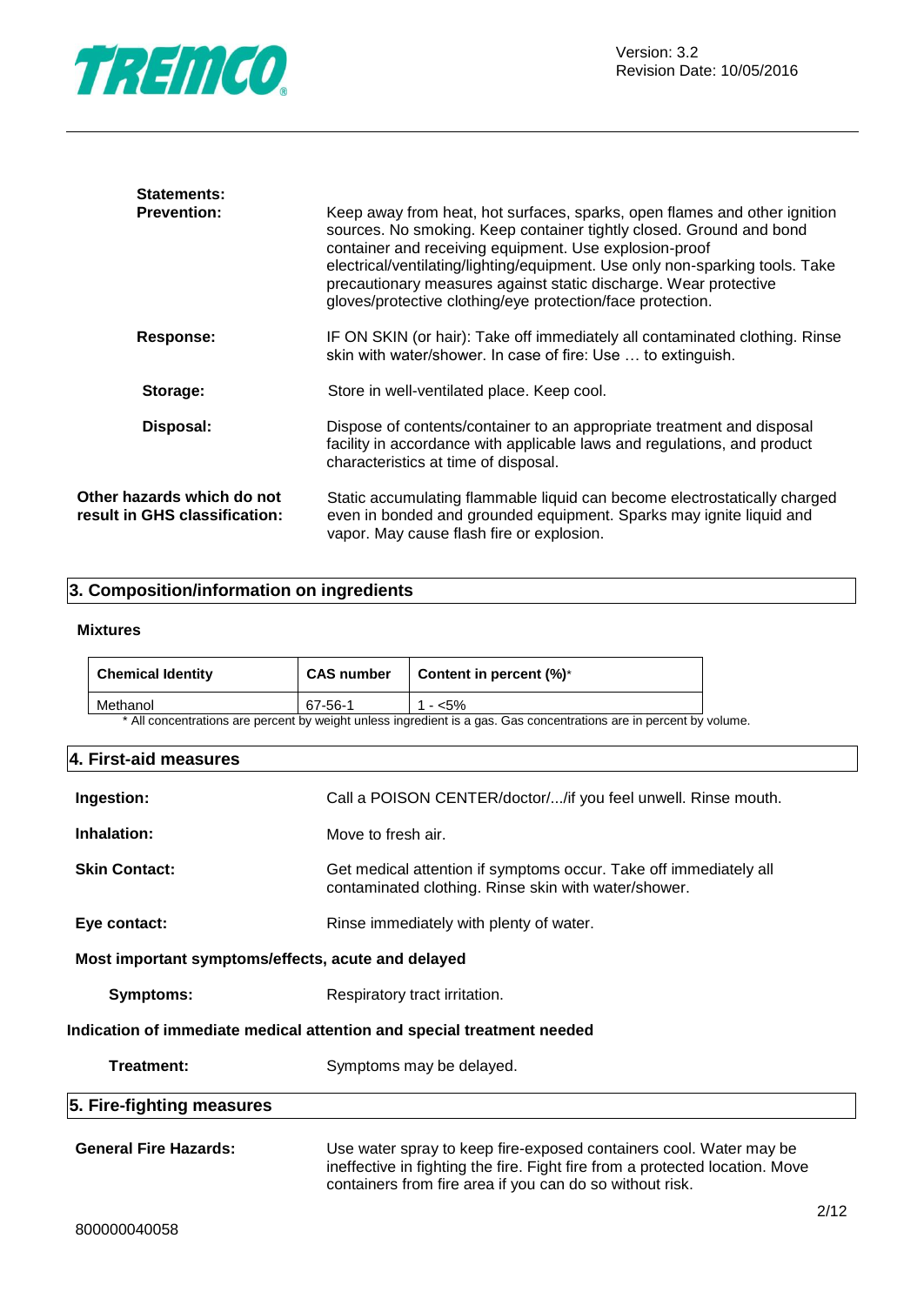**Statements:**

**Prevention:** Keep away from heat, hot surfaces, sparks, open flames and other ignition sources. No smoking. Keep container tightly closed. Ground and bond container and receiving equipment. Use explosion-proof electrical/ventilating/lighting/equipment. Use only non-sparking tools. Take precautionary measures against static discharge. Wear protective gloves/protective clothing/eye protection/face protection.

**Response:** IF ON SKIN (or hair): Take off immediately all contaminated clothing. Rinse skin with water/shower. In case of fire: Use … to extinguish.

**Storage:** Store in well-ventilated place. Keep cool.

**Disposal:** Dispose of contents/container to an appropriate treatment and disposal facility in accordance with applicable laws and regulations, and product characteristics at time of disposal.

**Other hazards which do not result in GHS classification:** Static accumulating flammable liquid can become electrostatically charged even in bonded and grounded equipment. Sparks may ignite liquid and vapor. May cause flash fire or explosion.

## 3. Composition/information on ingredients

### Mixtures

| Chemical Identity | CAS number | Content in percent (%)* |
|---|---|---|
| Methanol | 67-56-1 | 1 - <5% |

* All concentrations are percent by weight unless ingredient is a gas. Gas concentrations are in percent by volume.

## 4. First-aid measures

**Ingestion:** Call a POISON CENTER/doctor/.../if you feel unwell. Rinse mouth.

**Inhalation:** Move to fresh air.

**Skin Contact:** Get medical attention if symptoms occur. Take off immediately all contaminated clothing. Rinse skin with water/shower.

**Eye contact:** Rinse immediately with plenty of water.

**Most important symptoms/effects, acute and delayed**

**Symptoms:** Respiratory tract irritation.

**Indication of immediate medical attention and special treatment needed**

**Treatment:** Symptoms may be delayed.

## 5. Fire-fighting measures

**General Fire Hazards:** Use water spray to keep fire-exposed containers cool. Water may be ineffective in fighting the fire. Fight fire from a protected location. Move containers from fire area if you can do so without risk.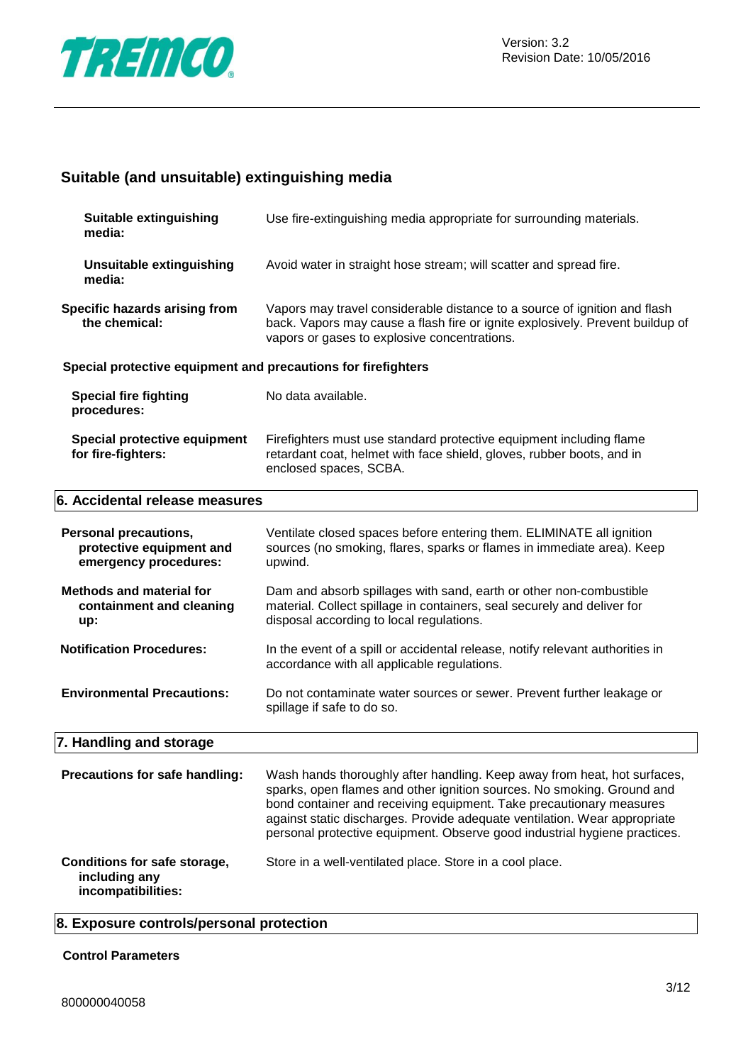## Suitable (and unsuitable) extinguishing media

**Suitable extinguishing media:** Use fire-extinguishing media appropriate for surrounding materials.

**Unsuitable extinguishing media:** Avoid water in straight hose stream; will scatter and spread fire.

**Specific hazards arising from the chemical:** Vapors may travel considerable distance to a source of ignition and flash back. Vapors may cause a flash fire or ignite explosively. Prevent buildup of vapors or gases to explosive concentrations.

### Special protective equipment and precautions for firefighters

**Special fire fighting procedures:** No data available.

**Special protective equipment for fire-fighters:** Firefighters must use standard protective equipment including flame retardant coat, helmet with face shield, gloves, rubber boots, and in enclosed spaces, SCBA.

## 6. Accidental release measures

**Personal precautions, protective equipment and emergency procedures:** Ventilate closed spaces before entering them. ELIMINATE all ignition sources (no smoking, flares, sparks or flames in immediate area). Keep upwind.

**Methods and material for containment and cleaning up:** Dam and absorb spillages with sand, earth or other non-combustible material. Collect spillage in containers, seal securely and deliver for disposal according to local regulations.

**Notification Procedures:** In the event of a spill or accidental release, notify relevant authorities in accordance with all applicable regulations.

**Environmental Precautions:** Do not contaminate water sources or sewer. Prevent further leakage or spillage if safe to do so.

## 7. Handling and storage

**Precautions for safe handling:** Wash hands thoroughly after handling. Keep away from heat, hot surfaces, sparks, open flames and other ignition sources. No smoking. Ground and bond container and receiving equipment. Take precautionary measures against static discharges. Provide adequate ventilation. Wear appropriate personal protective equipment. Observe good industrial hygiene practices.

**Conditions for safe storage, including any incompatibilities:** Store in a well-ventilated place. Store in a cool place.

## 8. Exposure controls/personal protection

### Control Parameters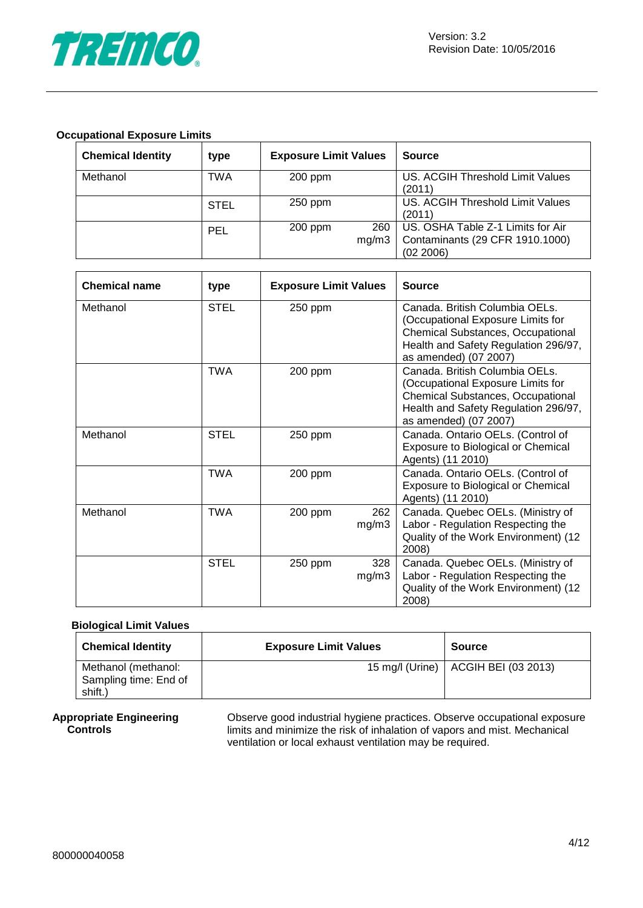**Occupational Exposure Limits**

| Chemical Identity | type | Exposure Limit Values | | Source |
|---|---|---|---|---|
| Methanol | TWA | 200 ppm | | US. ACGIH Threshold Limit Values (2011) |
| | STEL | 250 ppm | | US. ACGIH Threshold Limit Values (2011) |
| | PEL | 200 ppm | 260 mg/m3 | US. OSHA Table Z-1 Limits for Air Contaminants (29 CFR 1910.1000) (02 2006) |

| Chemical name | type | Exposure Limit Values | | Source |
|---|---|---|---|---|
| Methanol | STEL | 250 ppm | | Canada. British Columbia OELs. (Occupational Exposure Limits for Chemical Substances, Occupational Health and Safety Regulation 296/97, as amended) (07 2007) |
| | TWA | 200 ppm | | Canada. British Columbia OELs. (Occupational Exposure Limits for Chemical Substances, Occupational Health and Safety Regulation 296/97, as amended) (07 2007) |
| Methanol | STEL | 250 ppm | | Canada. Ontario OELs. (Control of Exposure to Biological or Chemical Agents) (11 2010) |
| | TWA | 200 ppm | | Canada. Ontario OELs. (Control of Exposure to Biological or Chemical Agents) (11 2010) |
| Methanol | TWA | 200 ppm | 262 mg/m3 | Canada. Quebec OELs. (Ministry of Labor - Regulation Respecting the Quality of the Work Environment) (12 2008) |
| | STEL | 250 ppm | 328 mg/m3 | Canada. Quebec OELs. (Ministry of Labor - Regulation Respecting the Quality of the Work Environment) (12 2008) |

**Biological Limit Values**

| Chemical Identity | Exposure Limit Values | Source |
|---|---|---|
| Methanol (methanol: Sampling time: End of shift.) | 15 mg/l (Urine) | ACGIH BEI (03 2013) |

**Appropriate Engineering Controls**

Observe good industrial hygiene practices. Observe occupational exposure limits and minimize the risk of inhalation of vapors and mist. Mechanical ventilation or local exhaust ventilation may be required.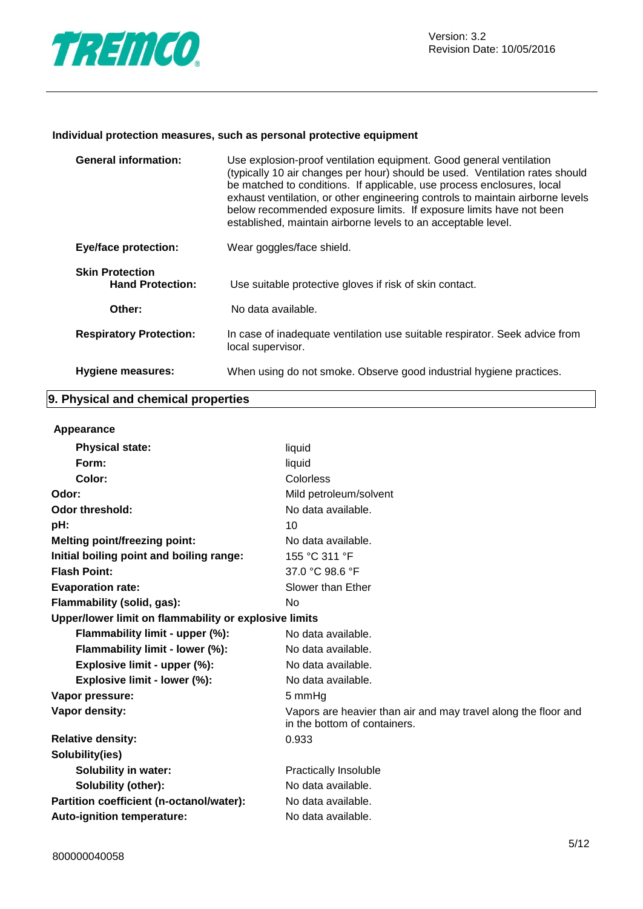**Individual protection measures, such as personal protective equipment**

| | |
|---|---|
| **General information:** | Use explosion-proof ventilation equipment. Good general ventilation (typically 10 air changes per hour) should be used. Ventilation rates should be matched to conditions. If applicable, use process enclosures, local exhaust ventilation, or other engineering controls to maintain airborne levels below recommended exposure limits. If exposure limits have not been established, maintain airborne levels to an acceptable level. |
| **Eye/face protection:** | Wear goggles/face shield. |
| **Skin Protection** | |
| **Hand Protection:** | Use suitable protective gloves if risk of skin contact. |
| **Other:** | No data available. |
| **Respiratory Protection:** | In case of inadequate ventilation use suitable respirator. Seek advice from local supervisor. |
| **Hygiene measures:** | When using do not smoke. Observe good industrial hygiene practices. |

## 9. Physical and chemical properties

**Appearance**

| | |
|---|---|
| **Physical state:** | liquid |
| **Form:** | liquid |
| **Color:** | Colorless |
| **Odor:** | Mild petroleum/solvent |
| **Odor threshold:** | No data available. |
| **pH:** | 10 |
| **Melting point/freezing point:** | No data available. |
| **Initial boiling point and boiling range:** | 155 °C 311 °F |
| **Flash Point:** | 37.0 °C 98.6 °F |
| **Evaporation rate:** | Slower than Ether |
| **Flammability (solid, gas):** | No |
| **Upper/lower limit on flammability or explosive limits** | |
| **Flammability limit - upper (%):** | No data available. |
| **Flammability limit - lower (%):** | No data available. |
| **Explosive limit - upper (%):** | No data available. |
| **Explosive limit - lower (%):** | No data available. |
| **Vapor pressure:** | 5 mmHg |
| **Vapor density:** | Vapors are heavier than air and may travel along the floor and in the bottom of containers. |
| **Relative density:** | 0.933 |
| **Solubility(ies)** | |
| **Solubility in water:** | Practically Insoluble |
| **Solubility (other):** | No data available. |
| **Partition coefficient (n-octanol/water):** | No data available. |
| **Auto-ignition temperature:** | No data available. |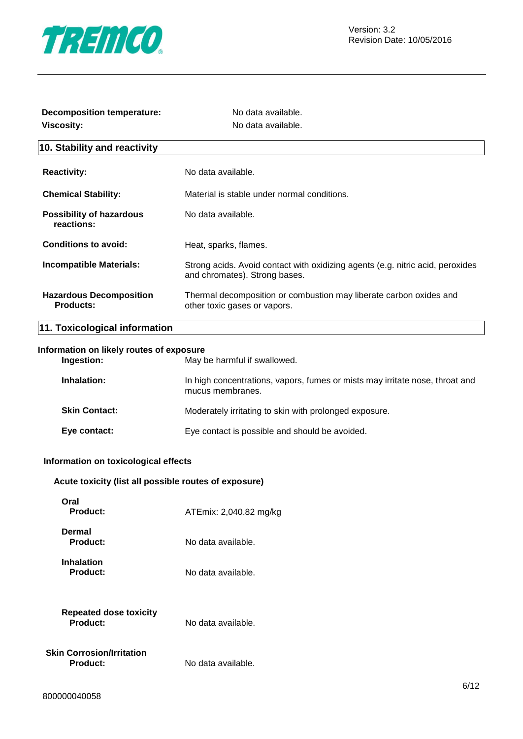**Decomposition temperature:** No data available.

**Viscosity:** No data available.

## 10. Stability and reactivity

| | |
|---|---|
| **Reactivity:** | No data available. |
| **Chemical Stability:** | Material is stable under normal conditions. |
| **Possibility of hazardous reactions:** | No data available. |
| **Conditions to avoid:** | Heat, sparks, flames. |
| **Incompatible Materials:** | Strong acids. Avoid contact with oxidizing agents (e.g. nitric acid, peroxides and chromates). Strong bases. |
| **Hazardous Decomposition Products:** | Thermal decomposition or combustion may liberate carbon oxides and other toxic gases or vapors. |

## 11. Toxicological information

### Information on likely routes of exposure

| | |
|---|---|
| **Ingestion:** | May be harmful if swallowed. |
| **Inhalation:** | In high concentrations, vapors, fumes or mists may irritate nose, throat and mucus membranes. |
| **Skin Contact:** | Moderately irritating to skin with prolonged exposure. |
| **Eye contact:** | Eye contact is possible and should be avoided. |

### Information on toxicological effects

**Acute toxicity (list all possible routes of exposure)**

**Oral**
**Product:** ATEmix: 2,040.82 mg/kg

**Dermal**
**Product:** No data available.

**Inhalation**
**Product:** No data available.

**Repeated dose toxicity**
**Product:** No data available.

**Skin Corrosion/Irritation**
**Product:** No data available.

800000040058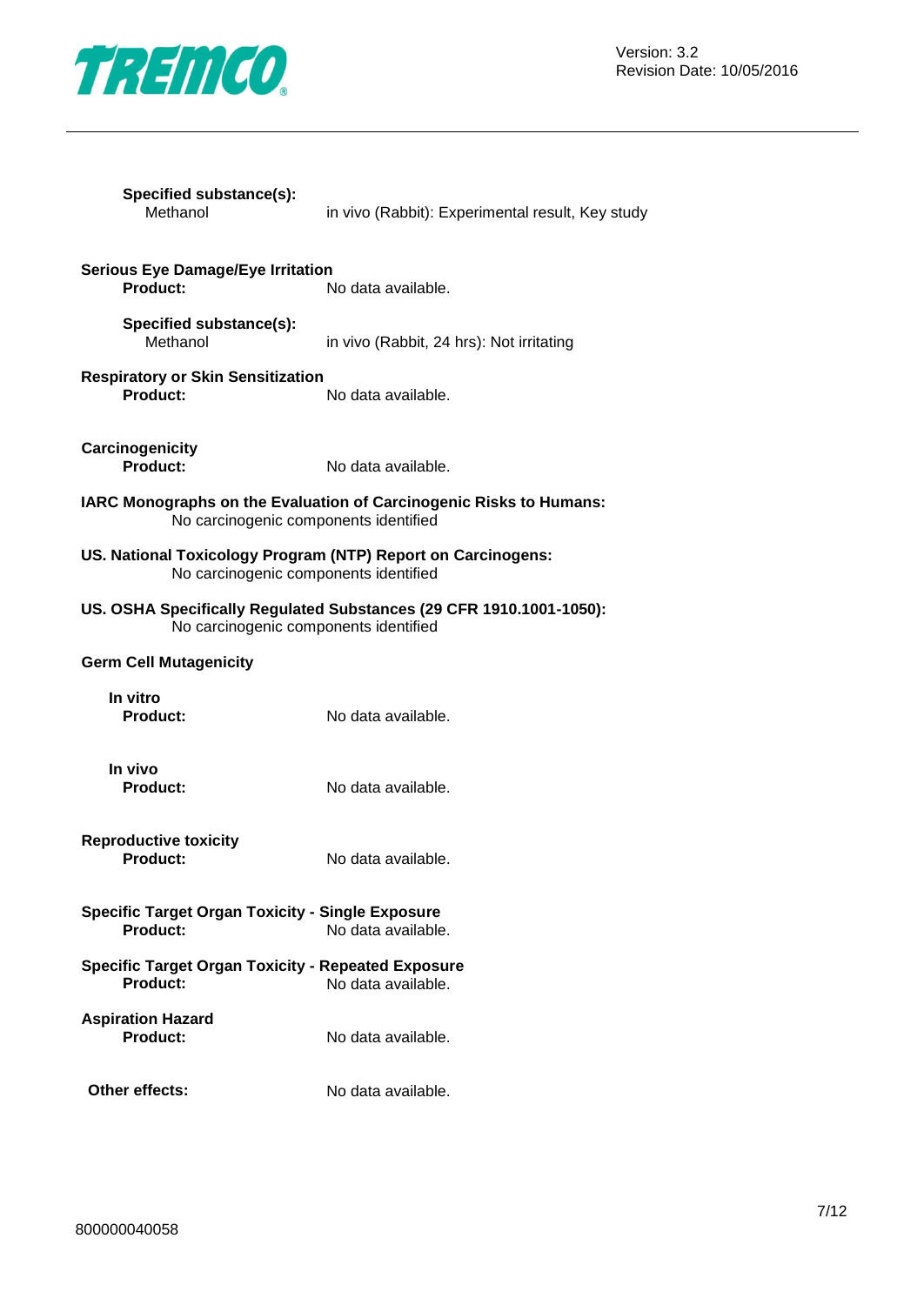**Specified substance(s):**

Methanol — in vivo (Rabbit): Experimental result, Key study

**Serious Eye Damage/Eye Irritation**

**Product:** No data available.

**Specified substance(s):**

Methanol — in vivo (Rabbit, 24 hrs): Not irritating

**Respiratory or Skin Sensitization**

**Product:** No data available.

**Carcinogenicity**

**Product:** No data available.

**IARC Monographs on the Evaluation of Carcinogenic Risks to Humans:**

No carcinogenic components identified

**US. National Toxicology Program (NTP) Report on Carcinogens:**

No carcinogenic components identified

**US. OSHA Specifically Regulated Substances (29 CFR 1910.1001-1050):**

No carcinogenic components identified

**Germ Cell Mutagenicity**

**In vitro**

**Product:** No data available.

**In vivo**

**Product:** No data available.

**Reproductive toxicity**

**Product:** No data available.

**Specific Target Organ Toxicity - Single Exposure**

**Product:** No data available.

**Specific Target Organ Toxicity - Repeated Exposure**

**Product:** No data available.

**Aspiration Hazard**

**Product:** No data available.

**Other effects:** No data available.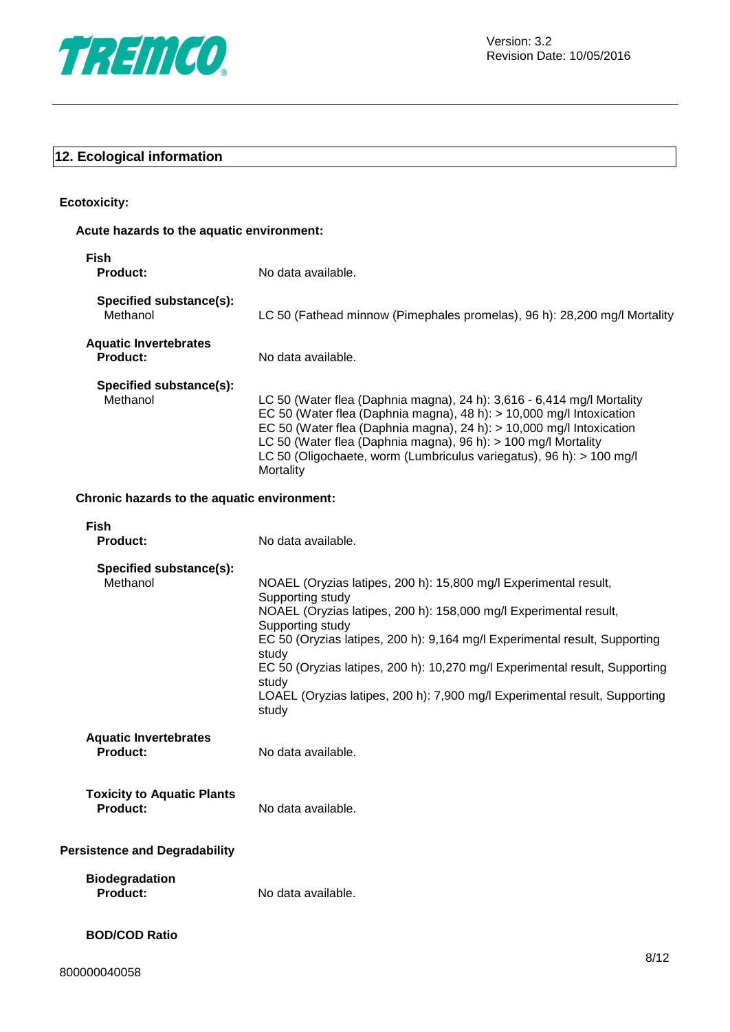## 12. Ecological information

**Ecotoxicity:**

**Acute hazards to the aquatic environment:**

**Fish**

**Product:** No data available.

**Specified substance(s):**

Methanol: LC 50 (Fathead minnow (Pimephales promelas), 96 h): 28,200 mg/l Mortality

**Aquatic Invertebrates**

**Product:** No data available.

**Specified substance(s):**

Methanol:
LC 50 (Water flea (Daphnia magna), 24 h): 3,616 - 6,414 mg/l Mortality
EC 50 (Water flea (Daphnia magna), 48 h): > 10,000 mg/l Intoxication
EC 50 (Water flea (Daphnia magna), 24 h): > 10,000 mg/l Intoxication
LC 50 (Water flea (Daphnia magna), 96 h): > 100 mg/l Mortality
LC 50 (Oligochaete, worm (Lumbriculus variegatus), 96 h): > 100 mg/l Mortality

**Chronic hazards to the aquatic environment:**

**Fish**

**Product:** No data available.

**Specified substance(s):**

Methanol:
NOAEL (Oryzias latipes, 200 h): 15,800 mg/l Experimental result, Supporting study
NOAEL (Oryzias latipes, 200 h): 158,000 mg/l Experimental result, Supporting study
EC 50 (Oryzias latipes, 200 h): 9,164 mg/l Experimental result, Supporting study
EC 50 (Oryzias latipes, 200 h): 10,270 mg/l Experimental result, Supporting study
LOAEL (Oryzias latipes, 200 h): 7,900 mg/l Experimental result, Supporting study

**Aquatic Invertebrates**

**Product:** No data available.

**Toxicity to Aquatic Plants**

**Product:** No data available.

**Persistence and Degradability**

**Biodegradation**

**Product:** No data available.

**BOD/COD Ratio**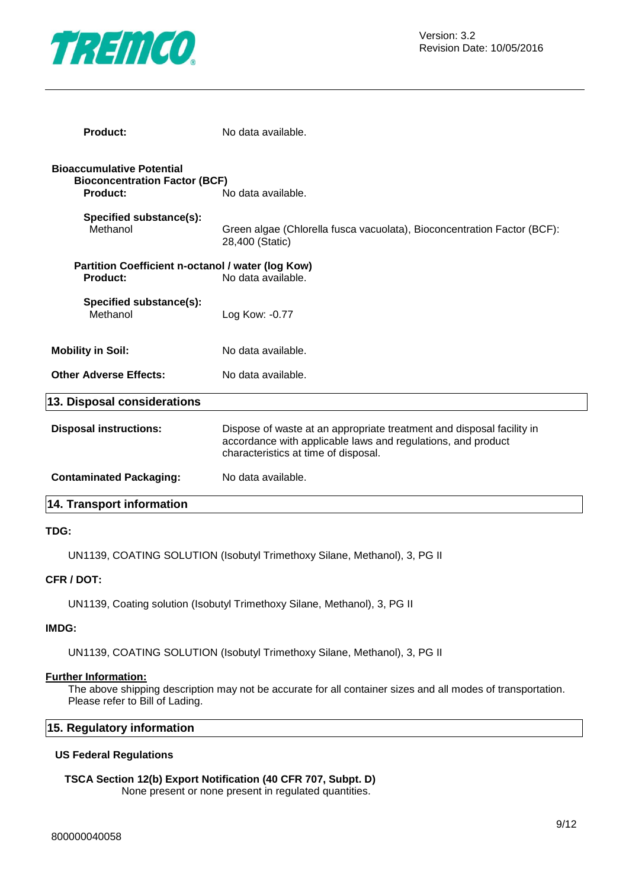**Product:** No data available.

**Bioaccumulative Potential**

**Bioconcentration Factor (BCF)**

**Product:** No data available.

**Specified substance(s):**

Methanol — Green algae (Chlorella fusca vacuolata), Bioconcentration Factor (BCF): 28,400 (Static)

**Partition Coefficient n-octanol / water (log Kow)**

**Product:** No data available.

**Specified substance(s):**

Methanol — Log Kow: -0.77

**Mobility in Soil:** No data available.

**Other Adverse Effects:** No data available.

## 13. Disposal considerations

**Disposal instructions:** Dispose of waste at an appropriate treatment and disposal facility in accordance with applicable laws and regulations, and product characteristics at time of disposal.

**Contaminated Packaging:** No data available.

## 14. Transport information

**TDG:**

UN1139, COATING SOLUTION (Isobutyl Trimethoxy Silane, Methanol), 3, PG II

**CFR / DOT:**

UN1139, Coating solution (Isobutyl Trimethoxy Silane, Methanol), 3, PG II

**IMDG:**

UN1139, COATING SOLUTION (Isobutyl Trimethoxy Silane, Methanol), 3, PG II

**Further Information:**

The above shipping description may not be accurate for all container sizes and all modes of transportation. Please refer to Bill of Lading.

## 15. Regulatory information

### US Federal Regulations

**TSCA Section 12(b) Export Notification (40 CFR 707, Subpt. D)**

None present or none present in regulated quantities.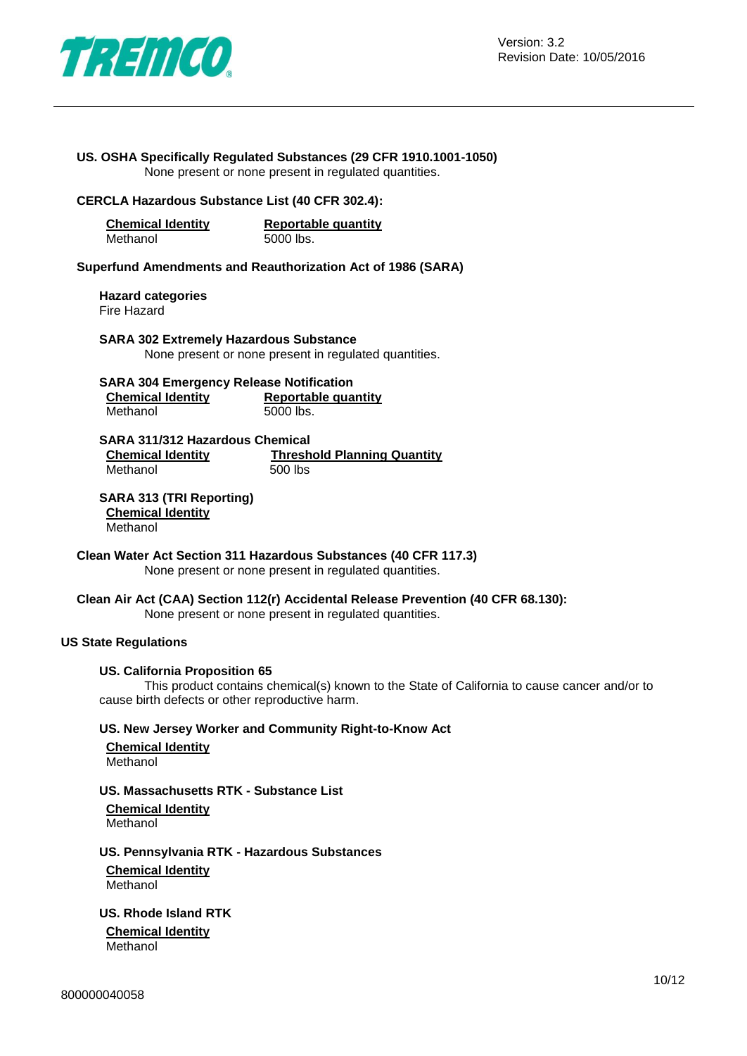**US. OSHA Specifically Regulated Substances (29 CFR 1910.1001-1050)**

None present or none present in regulated quantities.

**CERCLA Hazardous Substance List (40 CFR 302.4):**

| Chemical Identity | Reportable quantity |
| --- | --- |
| Methanol | 5000 lbs. |

**Superfund Amendments and Reauthorization Act of 1986 (SARA)**

**Hazard categories**

Fire Hazard

**SARA 302 Extremely Hazardous Substance**

None present or none present in regulated quantities.

**SARA 304 Emergency Release Notification**

| Chemical Identity | Reportable quantity |
| --- | --- |
| Methanol | 5000 lbs. |

**SARA 311/312 Hazardous Chemical**

| Chemical Identity | Threshold Planning Quantity |
| --- | --- |
| Methanol | 500 lbs |

**SARA 313 (TRI Reporting)**

**Chemical Identity**

Methanol

**Clean Water Act Section 311 Hazardous Substances (40 CFR 117.3)**

None present or none present in regulated quantities.

**Clean Air Act (CAA) Section 112(r) Accidental Release Prevention (40 CFR 68.130):**

None present or none present in regulated quantities.

**US State Regulations**

**US. California Proposition 65**

This product contains chemical(s) known to the State of California to cause cancer and/or to cause birth defects or other reproductive harm.

**US. New Jersey Worker and Community Right-to-Know Act**

**Chemical Identity**

Methanol

**US. Massachusetts RTK - Substance List**

**Chemical Identity**

Methanol

**US. Pennsylvania RTK - Hazardous Substances**

**Chemical Identity**

Methanol

**US. Rhode Island RTK**

**Chemical Identity**

Methanol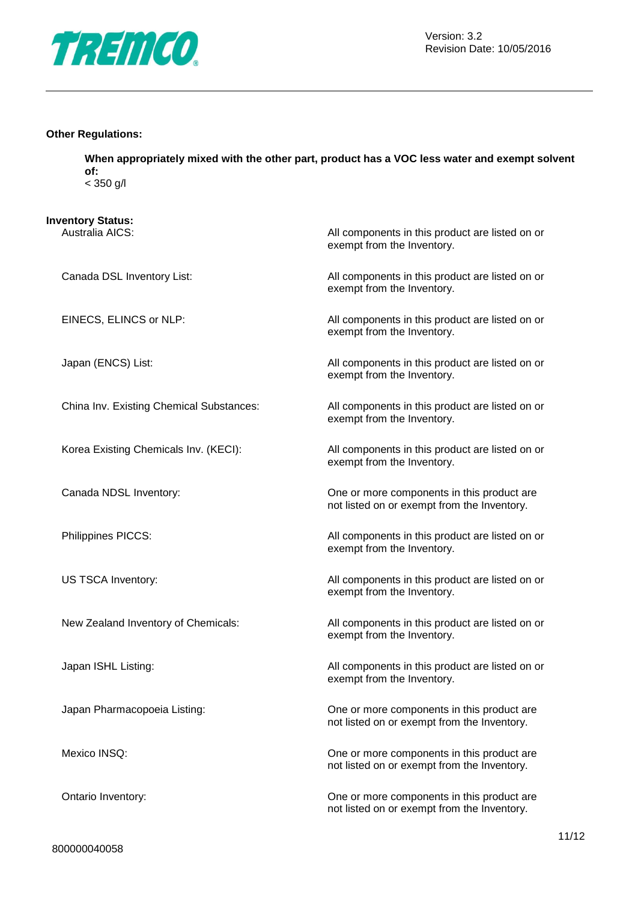**Other Regulations:**

**When appropriately mixed with the other part, product has a VOC less water and exempt solvent of:**
< 350 g/l

**Inventory Status:**

| | |
|---|---|
| Australia AICS: | All components in this product are listed on or exempt from the Inventory. |
| Canada DSL Inventory List: | All components in this product are listed on or exempt from the Inventory. |
| EINECS, ELINCS or NLP: | All components in this product are listed on or exempt from the Inventory. |
| Japan (ENCS) List: | All components in this product are listed on or exempt from the Inventory. |
| China Inv. Existing Chemical Substances: | All components in this product are listed on or exempt from the Inventory. |
| Korea Existing Chemicals Inv. (KECI): | All components in this product are listed on or exempt from the Inventory. |
| Canada NDSL Inventory: | One or more components in this product are not listed on or exempt from the Inventory. |
| Philippines PICCS: | All components in this product are listed on or exempt from the Inventory. |
| US TSCA Inventory: | All components in this product are listed on or exempt from the Inventory. |
| New Zealand Inventory of Chemicals: | All components in this product are listed on or exempt from the Inventory. |
| Japan ISHL Listing: | All components in this product are listed on or exempt from the Inventory. |
| Japan Pharmacopoeia Listing: | One or more components in this product are not listed on or exempt from the Inventory. |
| Mexico INSQ: | One or more components in this product are not listed on or exempt from the Inventory. |
| Ontario Inventory: | One or more components in this product are not listed on or exempt from the Inventory. |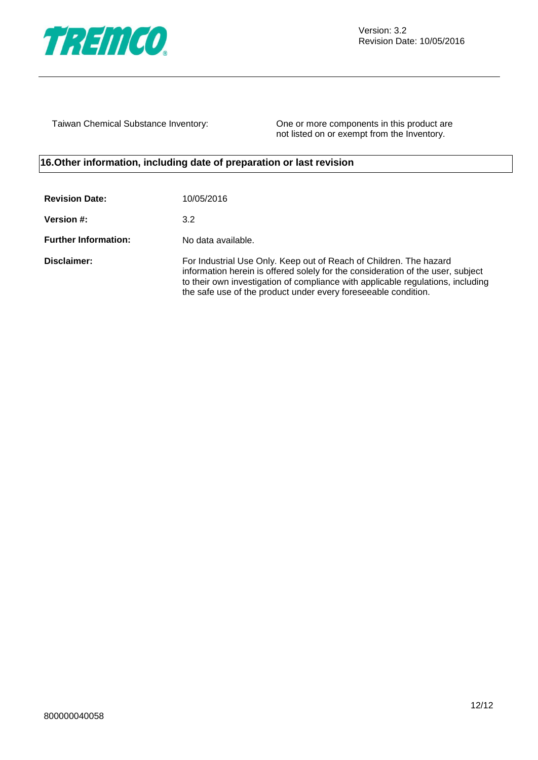Taiwan Chemical Substance Inventory: One or more components in this product are not listed on or exempt from the Inventory.

## 16.Other information, including date of preparation or last revision

**Revision Date:** 10/05/2016

**Version #:** 3.2

**Further Information:** No data available.

**Disclaimer:** For Industrial Use Only. Keep out of Reach of Children. The hazard information herein is offered solely for the consideration of the user, subject to their own investigation of compliance with applicable regulations, including the safe use of the product under every foreseeable condition.

800000040058